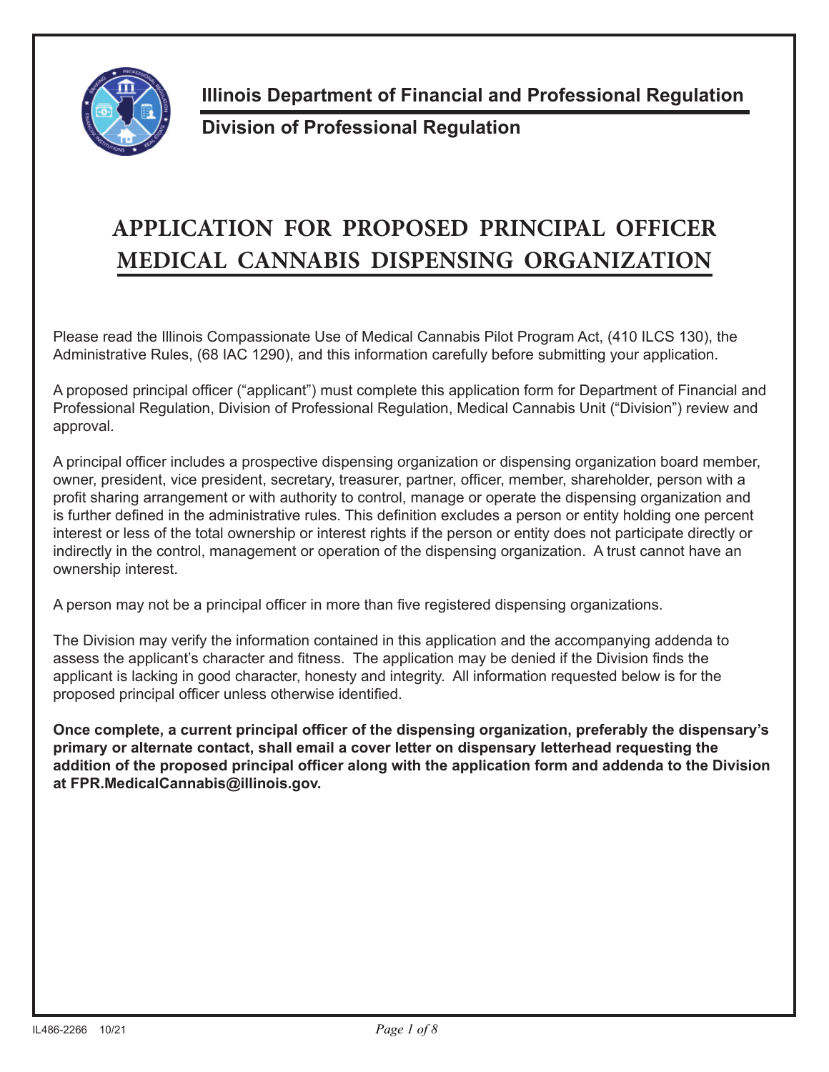**Illinois Department of Financial and Professional Regulation**

**Division of Professional Regulation**

# APPLICATION FOR PROPOSED PRINCIPAL OFFICER MEDICAL CANNABIS DISPENSING ORGANIZATION

Please read the Illinois Compassionate Use of Medical Cannabis Pilot Program Act, (410 ILCS 130), the Administrative Rules, (68 IAC 1290), and this information carefully before submitting your application.

A proposed principal officer ("applicant") must complete this application form for Department of Financial and Professional Regulation, Division of Professional Regulation, Medical Cannabis Unit ("Division") review and approval.

A principal officer includes a prospective dispensing organization or dispensing organization board member, owner, president, vice president, secretary, treasurer, partner, officer, member, shareholder, person with a profit sharing arrangement or with authority to control, manage or operate the dispensing organization and is further defined in the administrative rules. This definition excludes a person or entity holding one percent interest or less of the total ownership or interest rights if the person or entity does not participate directly or indirectly in the control, management or operation of the dispensing organization. A trust cannot have an ownership interest.

A person may not be a principal officer in more than five registered dispensing organizations.

The Division may verify the information contained in this application and the accompanying addenda to assess the applicant's character and fitness. The application may be denied if the Division finds the applicant is lacking in good character, honesty and integrity. All information requested below is for the proposed principal officer unless otherwise identified.

**Once complete, a current principal officer of the dispensing organization, preferably the dispensary's primary or alternate contact, shall email a cover letter on dispensary letterhead requesting the addition of the proposed principal officer along with the application form and addenda to the Division at FPR.MedicalCannabis@illinois.gov.**

IL486-2266 10/21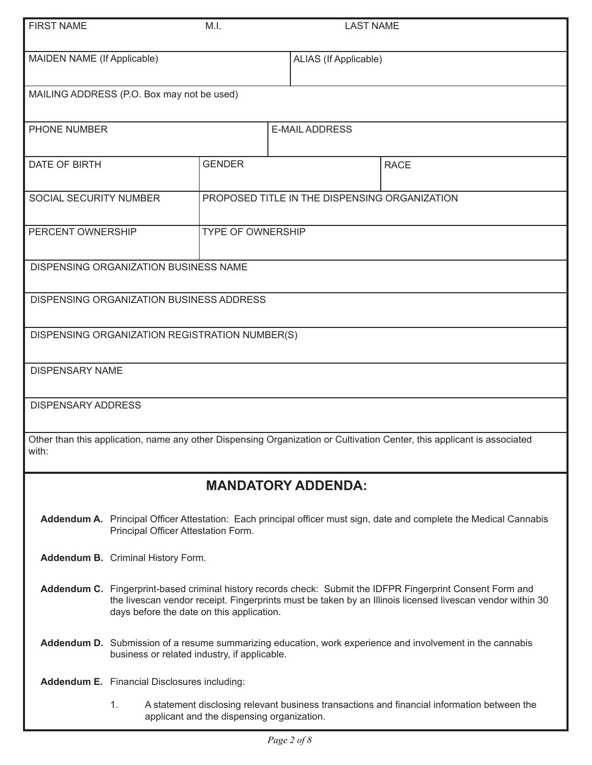| FIRST NAME | M.I. | LAST NAME |
|---|---|---|
| | | |

| MAIDEN NAME (If Applicable) | ALIAS (If Applicable) |
|---|---|
| | |

| MAILING ADDRESS (P.O. Box may not be used) |
|---|
| |

| PHONE NUMBER | E-MAIL ADDRESS |
|---|---|
| | |

| DATE OF BIRTH | GENDER | RACE |
|---|---|---|
| | | |

| SOCIAL SECURITY NUMBER | PROPOSED TITLE IN THE DISPENSING ORGANIZATION |
|---|---|
| | |

| PERCENT OWNERSHIP | TYPE OF OWNERSHIP |
|---|---|
| | |

| DISPENSING ORGANIZATION BUSINESS NAME |
|---|
| |
| DISPENSING ORGANIZATION BUSINESS ADDRESS |
| |
| DISPENSING ORGANIZATION REGISTRATION NUMBER(S) |
| |
| DISPENSARY NAME |
| |
| DISPENSARY ADDRESS |
| |

Other than this application, name any other Dispensing Organization or Cultivation Center, this applicant is associated with:

## MANDATORY ADDENDA:

**Addendum A.** Principal Officer Attestation: Each principal officer must sign, date and complete the Medical Cannabis Principal Officer Attestation Form.

**Addendum B.** Criminal History Form.

**Addendum C.** Fingerprint-based criminal history records check: Submit the IDFPR Fingerprint Consent Form and the livescan vendor receipt. Fingerprints must be taken by an Illinois licensed livescan vendor within 30 days before the date on this application.

**Addendum D.** Submission of a resume summarizing education, work experience and involvement in the cannabis business or related industry, if applicable.

**Addendum E.** Financial Disclosures including:

1. A statement disclosing relevant business transactions and financial information between the applicant and the dispensing organization.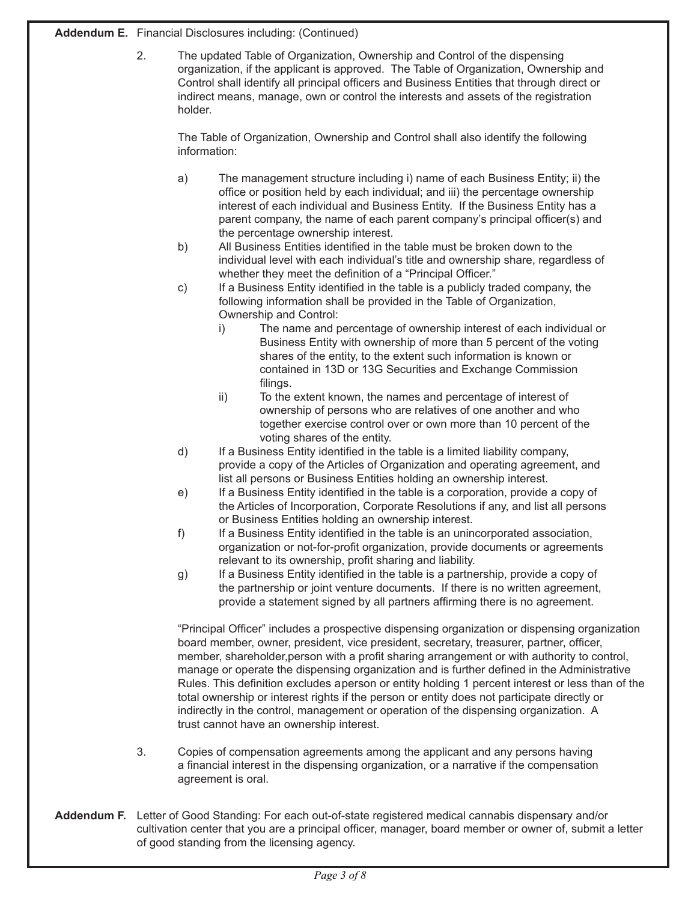**Addendum E.** Financial Disclosures including: (Continued)

2. The updated Table of Organization, Ownership and Control of the dispensing organization, if the applicant is approved. The Table of Organization, Ownership and Control shall identify all principal officers and Business Entities that through direct or indirect means, manage, own or control the interests and assets of the registration holder.

   The Table of Organization, Ownership and Control shall also identify the following information:

   a) The management structure including i) name of each Business Entity; ii) the office or position held by each individual; and iii) the percentage ownership interest of each individual and Business Entity. If the Business Entity has a parent company, the name of each parent company's principal officer(s) and the percentage ownership interest.
   b) All Business Entities identified in the table must be broken down to the individual level with each individual's title and ownership share, regardless of whether they meet the definition of a "Principal Officer."
   c) If a Business Entity identified in the table is a publicly traded company, the following information shall be provided in the Table of Organization, Ownership and Control:
      i) The name and percentage of ownership interest of each individual or Business Entity with ownership of more than 5 percent of the voting shares of the entity, to the extent such information is known or contained in 13D or 13G Securities and Exchange Commission filings.
      ii) To the extent known, the names and percentage of interest of ownership of persons who are relatives of one another and who together exercise control over or own more than 10 percent of the voting shares of the entity.
   d) If a Business Entity identified in the table is a limited liability company, provide a copy of the Articles of Organization and operating agreement, and list all persons or Business Entities holding an ownership interest.
   e) If a Business Entity identified in the table is a corporation, provide a copy of the Articles of Incorporation, Corporate Resolutions if any, and list all persons or Business Entities holding an ownership interest.
   f) If a Business Entity identified in the table is an unincorporated association, organization or not-for-profit organization, provide documents or agreements relevant to its ownership, profit sharing and liability.
   g) If a Business Entity identified in the table is a partnership, provide a copy of the partnership or joint venture documents. If there is no written agreement, provide a statement signed by all partners affirming there is no agreement.

   "Principal Officer" includes a prospective dispensing organization or dispensing organization board member, owner, president, vice president, secretary, treasurer, partner, officer, member, shareholder,person with a profit sharing arrangement or with authority to control, manage or operate the dispensing organization and is further defined in the Administrative Rules. This definition excludes aperson or entity holding 1 percent interest or less than of the total ownership or interest rights if the person or entity does not participate directly or indirectly in the control, management or operation of the dispensing organization. A trust cannot have an ownership interest.

3. Copies of compensation agreements among the applicant and any persons having a financial interest in the dispensing organization, or a narrative if the compensation agreement is oral.

**Addendum F.** Letter of Good Standing: For each out-of-state registered medical cannabis dispensary and/or cultivation center that you are a principal officer, manager, board member or owner of, submit a letter of good standing from the licensing agency.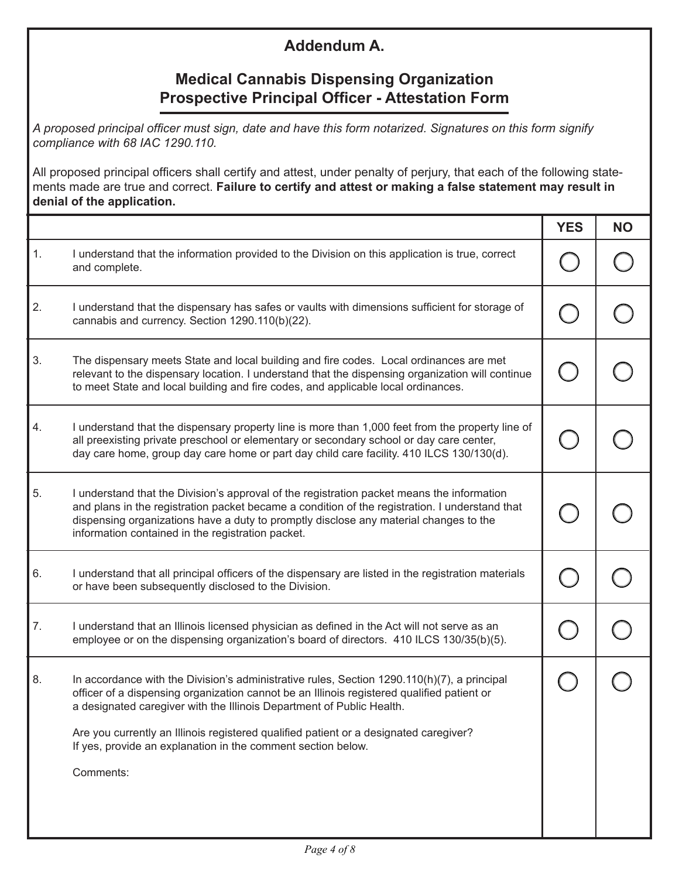## Addendum A.

## Medical Cannabis Dispensing Organization Prospective Principal Officer - Attestation Form

*A proposed principal officer must sign, date and have this form notarized. Signatures on this form signify compliance with 68 IAC 1290.110.*

All proposed principal officers shall certify and attest, under penalty of perjury, that each of the following statements made are true and correct. **Failure to certify and attest or making a false statement may result in denial of the application.**

| | | YES | NO |
|---|---|---|---|
| 1. | I understand that the information provided to the Division on this application is true, correct and complete. | ◯ | ◯ |
| 2. | I understand that the dispensary has safes or vaults with dimensions sufficient for storage of cannabis and currency. Section 1290.110(b)(22). | ◯ | ◯ |
| 3. | The dispensary meets State and local building and fire codes. Local ordinances are met relevant to the dispensary location. I understand that the dispensing organization will continue to meet State and local building and fire codes, and applicable local ordinances. | ◯ | ◯ |
| 4. | I understand that the dispensary property line is more than 1,000 feet from the property line of all preexisting private preschool or elementary or secondary school or day care center, day care home, group day care home or part day child care facility. 410 ILCS 130/130(d). | ◯ | ◯ |
| 5. | I understand that the Division's approval of the registration packet means the information and plans in the registration packet became a condition of the registration. I understand that dispensing organizations have a duty to promptly disclose any material changes to the information contained in the registration packet. | ◯ | ◯ |
| 6. | I understand that all principal officers of the dispensary are listed in the registration materials or have been subsequently disclosed to the Division. | ◯ | ◯ |
| 7. | I understand that an Illinois licensed physician as defined in the Act will not serve as an employee or on the dispensing organization's board of directors. 410 ILCS 130/35(b)(5). | ◯ | ◯ |
| 8. | In accordance with the Division's administrative rules, Section 1290.110(h)(7), a principal officer of a dispensing organization cannot be an Illinois registered qualified patient or a designated caregiver with the Illinois Department of Public Health.<br><br>Are you currently an Illinois registered qualified patient or a designated caregiver? If yes, provide an explanation in the comment section below.<br><br>Comments: | ◯ | ◯ |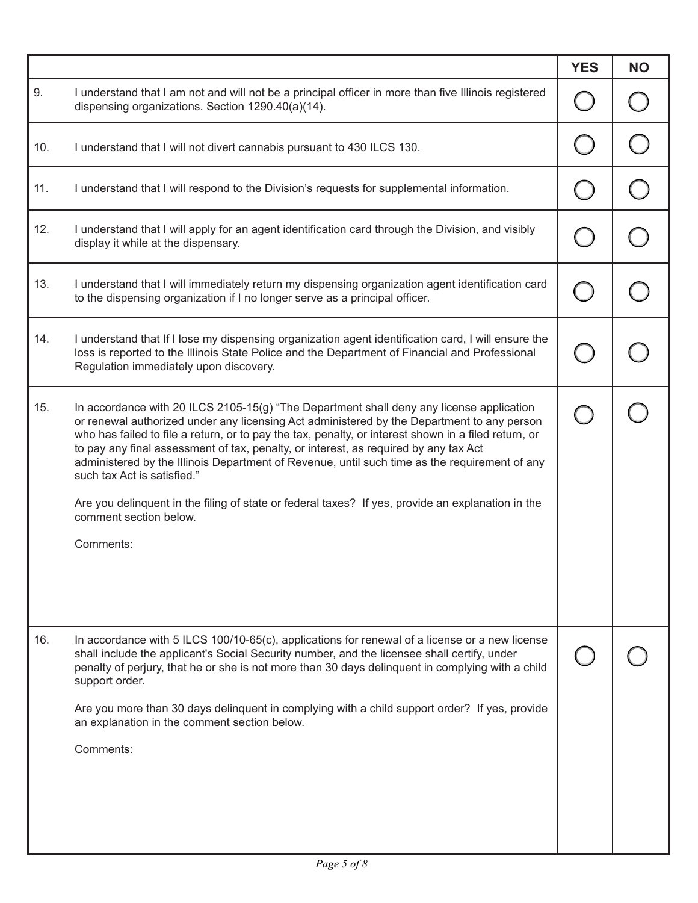| | | YES | NO |
|---|---|---|---|
| 9. | I understand that I am not and will not be a principal officer in more than five Illinois registered dispensing organizations. Section 1290.40(a)(14). | ◯ | ◯ |
| 10. | I understand that I will not divert cannabis pursuant to 430 ILCS 130. | ◯ | ◯ |
| 11. | I understand that I will respond to the Division's requests for supplemental information. | ◯ | ◯ |
| 12. | I understand that I will apply for an agent identification card through the Division, and visibly display it while at the dispensary. | ◯ | ◯ |
| 13. | I understand that I will immediately return my dispensing organization agent identification card to the dispensing organization if I no longer serve as a principal officer. | ◯ | ◯ |
| 14. | I understand that If I lose my dispensing organization agent identification card, I will ensure the loss is reported to the Illinois State Police and the Department of Financial and Professional Regulation immediately upon discovery. | ◯ | ◯ |
| 15. | In accordance with 20 ILCS 2105-15(g) "The Department shall deny any license application or renewal authorized under any licensing Act administered by the Department to any person who has failed to file a return, or to pay the tax, penalty, or interest shown in a filed return, or to pay any final assessment of tax, penalty, or interest, as required by any tax Act administered by the Illinois Department of Revenue, until such time as the requirement of any such tax Act is satisfied."<br><br>Are you delinquent in the filing of state or federal taxes? If yes, provide an explanation in the comment section below.<br><br>Comments: | ◯ | ◯ |
| 16. | In accordance with 5 ILCS 100/10-65(c), applications for renewal of a license or a new license shall include the applicant's Social Security number, and the licensee shall certify, under penalty of perjury, that he or she is not more than 30 days delinquent in complying with a child support order.<br><br>Are you more than 30 days delinquent in complying with a child support order? If yes, provide an explanation in the comment section below.<br><br>Comments: | ◯ | ◯ |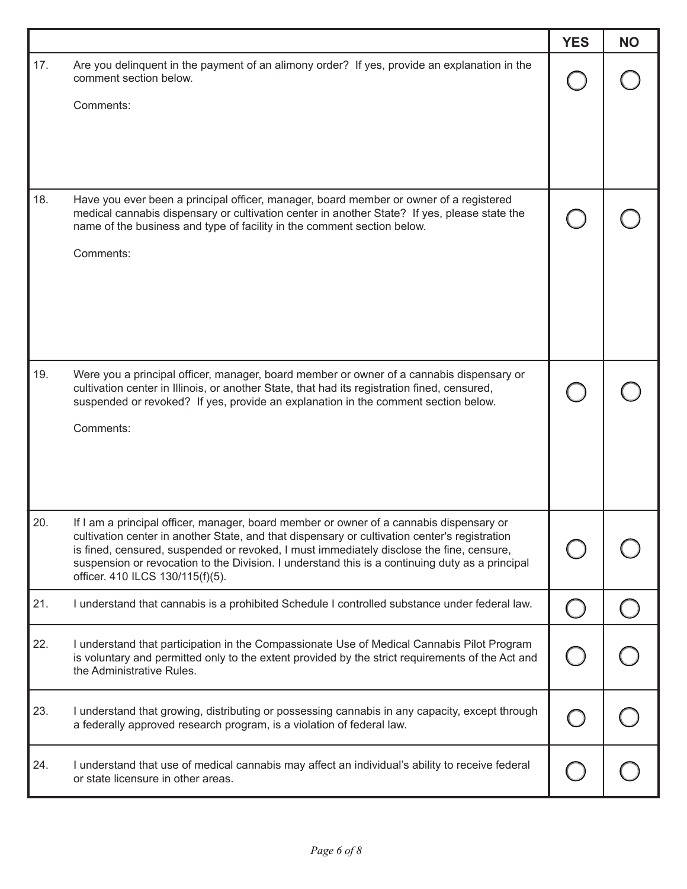| | | YES | NO |
|---|---|---|---|
| 17. | Are you delinquent in the payment of an alimony order? If yes, provide an explanation in the comment section below.<br><br>Comments: | ◯ | ◯ |
| 18. | Have you ever been a principal officer, manager, board member or owner of a registered medical cannabis dispensary or cultivation center in another State? If yes, please state the name of the business and type of facility in the comment section below.<br><br>Comments: | ◯ | ◯ |
| 19. | Were you a principal officer, manager, board member or owner of a cannabis dispensary or cultivation center in Illinois, or another State, that had its registration fined, censured, suspended or revoked? If yes, provide an explanation in the comment section below.<br><br>Comments: | ◯ | ◯ |
| 20. | If I am a principal officer, manager, board member or owner of a cannabis dispensary or cultivation center in another State, and that dispensary or cultivation center's registration is fined, censured, suspended or revoked, I must immediately disclose the fine, censure, suspension or revocation to the Division. I understand this is a continuing duty as a principal officer. 410 ILCS 130/115(f)(5). | ◯ | ◯ |
| 21. | I understand that cannabis is a prohibited Schedule I controlled substance under federal law. | ◯ | ◯ |
| 22. | I understand that participation in the Compassionate Use of Medical Cannabis Pilot Program is voluntary and permitted only to the extent provided by the strict requirements of the Act and the Administrative Rules. | ◯ | ◯ |
| 23. | I understand that growing, distributing or possessing cannabis in any capacity, except through a federally approved research program, is a violation of federal law. | ◯ | ◯ |
| 24. | I understand that use of medical cannabis may affect an individual's ability to receive federal or state licensure in other areas. | ◯ | ◯ |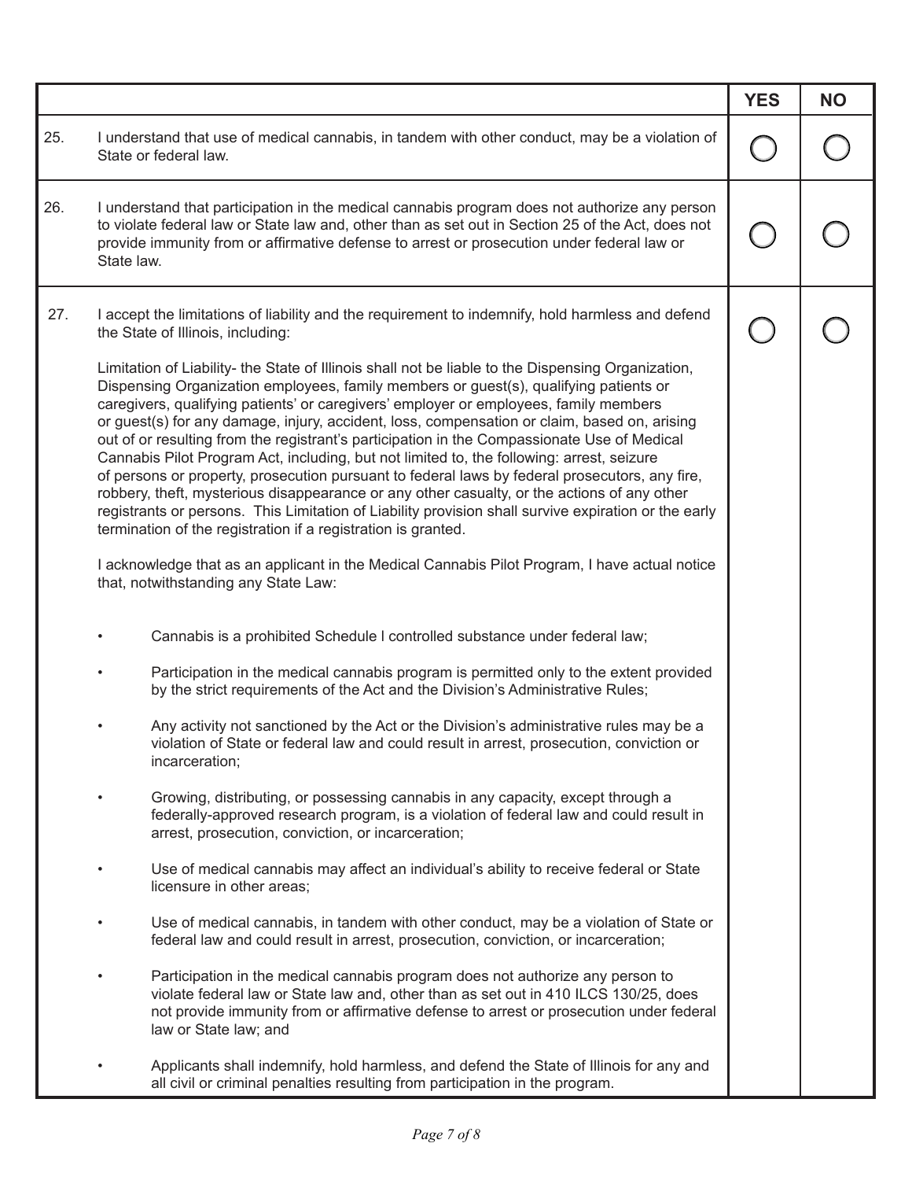| | | YES | NO |
|---|---|---|---|
| 25. | I understand that use of medical cannabis, in tandem with other conduct, may be a violation of State or federal law. | ◯ | ◯ |
| 26. | I understand that participation in the medical cannabis program does not authorize any person to violate federal law or State law and, other than as set out in Section 25 of the Act, does not provide immunity from or affirmative defense to arrest or prosecution under federal law or State law. | ◯ | ◯ |
| 27. | I accept the limitations of liability and the requirement to indemnify, hold harmless and defend the State of Illinois, including:<br><br>Limitation of Liability- the State of Illinois shall not be liable to the Dispensing Organization, Dispensing Organization employees, family members or guest(s), qualifying patients or caregivers, qualifying patients' or caregivers' employer or employees, family members or guest(s) for any damage, injury, accident, loss, compensation or claim, based on, arising out of or resulting from the registrant's participation in the Compassionate Use of Medical Cannabis Pilot Program Act, including, but not limited to, the following: arrest, seizure of persons or property, prosecution pursuant to federal laws by federal prosecutors, any fire, robbery, theft, mysterious disappearance or any other casualty, or the actions of any other registrants or persons. This Limitation of Liability provision shall survive expiration or the early termination of the registration if a registration is granted.<br><br>I acknowledge that as an applicant in the Medical Cannabis Pilot Program, I have actual notice that, notwithstanding any State Law:<br><br>• Cannabis is a prohibited Schedule I controlled substance under federal law;<br><br>• Participation in the medical cannabis program is permitted only to the extent provided by the strict requirements of the Act and the Division's Administrative Rules;<br><br>• Any activity not sanctioned by the Act or the Division's administrative rules may be a violation of State or federal law and could result in arrest, prosecution, conviction or incarceration;<br><br>• Growing, distributing, or possessing cannabis in any capacity, except through a federally-approved research program, is a violation of federal law and could result in arrest, prosecution, conviction, or incarceration;<br><br>• Use of medical cannabis may affect an individual's ability to receive federal or State licensure in other areas;<br><br>• Use of medical cannabis, in tandem with other conduct, may be a violation of State or federal law and could result in arrest, prosecution, conviction, or incarceration;<br><br>• Participation in the medical cannabis program does not authorize any person to violate federal law or State law and, other than as set out in 410 ILCS 130/25, does not provide immunity from or affirmative defense to arrest or prosecution under federal law or State law; and<br><br>• Applicants shall indemnify, hold harmless, and defend the State of Illinois for any and all civil or criminal penalties resulting from participation in the program. | ◯ | ◯ |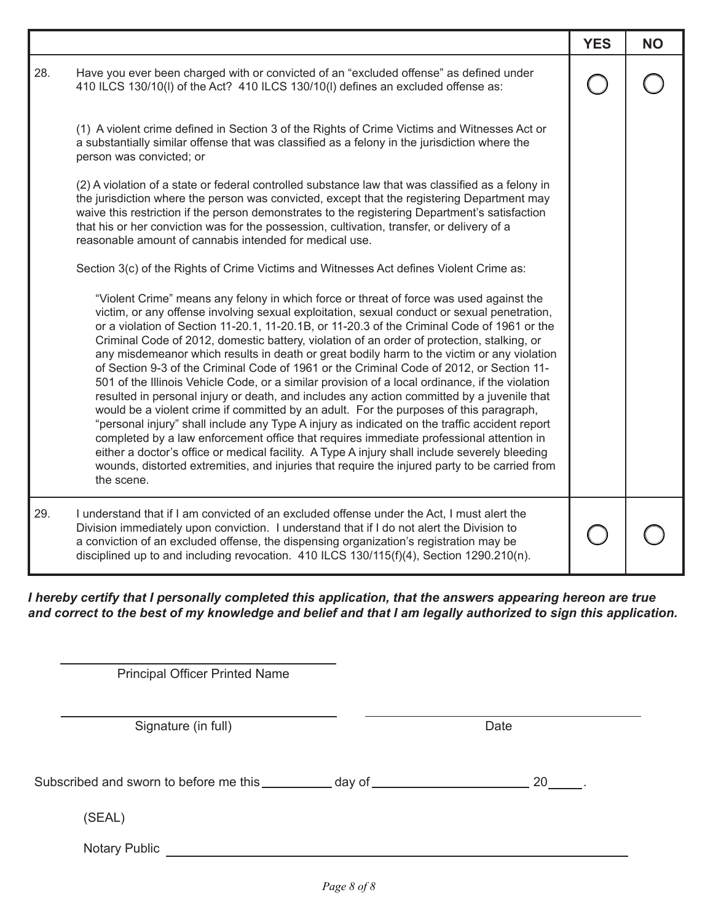| | | YES | NO |
|---|---|---|---|
| 28. | Have you ever been charged with or convicted of an "excluded offense" as defined under 410 ILCS 130/10(l) of the Act? 410 ILCS 130/10(l) defines an excluded offense as:<br><br>(1) A violent crime defined in Section 3 of the Rights of Crime Victims and Witnesses Act or a substantially similar offense that was classified as a felony in the jurisdiction where the person was convicted; or<br><br>(2) A violation of a state or federal controlled substance law that was classified as a felony in the jurisdiction where the person was convicted, except that the registering Department may waive this restriction if the person demonstrates to the registering Department's satisfaction that his or her conviction was for the possession, cultivation, transfer, or delivery of a reasonable amount of cannabis intended for medical use.<br><br>Section 3(c) of the Rights of Crime Victims and Witnesses Act defines Violent Crime as:<br><br>"Violent Crime" means any felony in which force or threat of force was used against the victim, or any offense involving sexual exploitation, sexual conduct or sexual penetration, or a violation of Section 11-20.1, 11-20.1B, or 11-20.3 of the Criminal Code of 1961 or the Criminal Code of 2012, domestic battery, violation of an order of protection, stalking, or any misdemeanor which results in death or great bodily harm to the victim or any violation of Section 9-3 of the Criminal Code of 1961 or the Criminal Code of 2012, or Section 11-501 of the Illinois Vehicle Code, or a similar provision of a local ordinance, if the violation resulted in personal injury or death, and includes any action committed by a juvenile that would be a violent crime if committed by an adult. For the purposes of this paragraph, "personal injury" shall include any Type A injury as indicated on the traffic accident report completed by a law enforcement office that requires immediate professional attention in either a doctor's office or medical facility. A Type A injury shall include severely bleeding wounds, distorted extremities, and injuries that require the injured party to be carried from the scene. | ◯ | ◯ |
| 29. | I understand that if I am convicted of an excluded offense under the Act, I must alert the Division immediately upon conviction. I understand that if I do not alert the Division to a conviction of an excluded offense, the dispensing organization's registration may be disciplined up to and including revocation. 410 ILCS 130/115(f)(4), Section 1290.210(n). | ◯ | ◯ |

***I hereby certify that I personally completed this application, that the answers appearing hereon are true and correct to the best of my knowledge and belief and that I am legally authorized to sign this application.***

______________________________
Principal Officer Printed Name

______________________________ ______________________________
Signature (in full) Date

Subscribed and sworn to before me this __________ day of ______________________ 20_____.

(SEAL)

Notary Public ____________________________________________